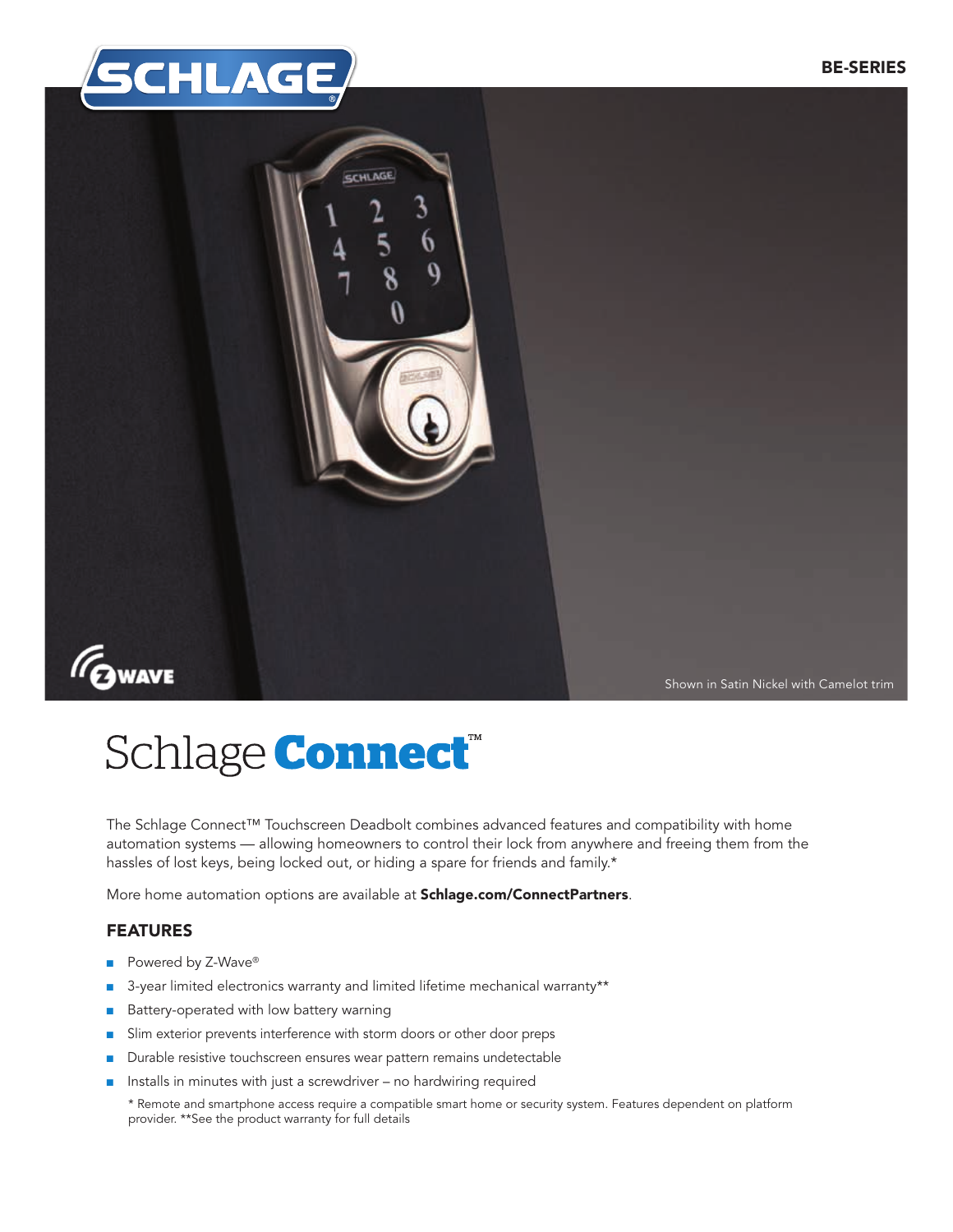SCHLAGE

BE-SERIES

Shown in Satin Nickel with Camelot trim

# Schlage Connect™

The Schlage Connect™ Touchscreen Deadbolt combines advanced features and compatibility with home automation systems — allowing homeowners to control their lock from anywhere and freeing them from the hassles of lost keys, being locked out, or hiding a spare for friends and family.*

More home automation options are available at **Schlage.com/ConnectPartners**.

## FEATURES

- Powered by Z-Wave®
- 3-year limited electronics warranty and limited lifetime mechanical warranty**
- Battery-operated with low battery warning
- Slim exterior prevents interference with storm doors or other door preps
- Durable resistive touchscreen ensures wear pattern remains undetectable
- Installs in minutes with just a screwdriver – no hardwiring required

\* Remote and smartphone access require a compatible smart home or security system. Features dependent on platform provider. **See the product warranty for full details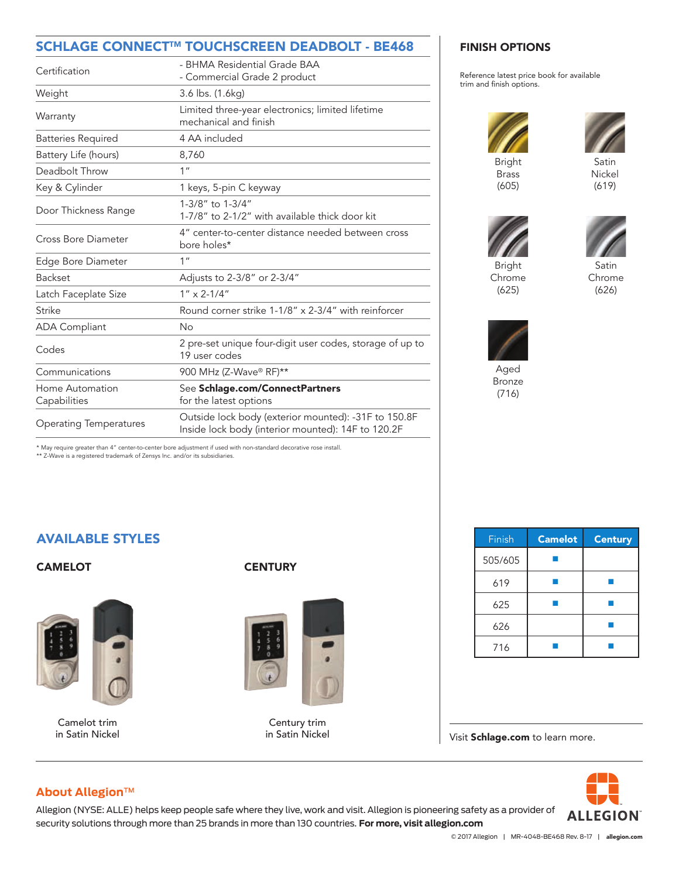## SCHLAGE CONNECT™ TOUCHSCREEN DEADBOLT - BE468

| | |
|---|---|
| Certification | - BHMA Residential Grade BAA<br>- Commercial Grade 2 product |
| Weight | 3.6 lbs. (1.6kg) |
| Warranty | Limited three-year electronics; limited lifetime mechanical and finish |
| Batteries Required | 4 AA included |
| Battery Life (hours) | 8,760 |
| Deadbolt Throw | 1" |
| Key & Cylinder | 1 keys, 5-pin C keyway |
| Door Thickness Range | 1-3/8" to 1-3/4"<br>1-7/8" to 2-1/2" with available thick door kit |
| Cross Bore Diameter | 4" center-to-center distance needed between cross bore holes* |
| Edge Bore Diameter | 1" |
| Backset | Adjusts to 2-3/8" or 2-3/4" |
| Latch Faceplate Size | 1" x 2-1/4" |
| Strike | Round corner strike 1-1/8" x 2-3/4" with reinforcer |
| ADA Compliant | No |
| Codes | 2 pre-set unique four-digit user codes, storage of up to 19 user codes |
| Communications | 900 MHz (Z-Wave® RF)** |
| Home Automation Capabilities | See **Schlage.com/ConnectPartners** for the latest options |
| Operating Temperatures | Outside lock body (exterior mounted): -31F to 150.8F<br>Inside lock body (interior mounted): 14F to 120.2F |

* May require greater than 4" center-to-center bore adjustment if used with non-standard decorative rose install.
** Z-Wave is a registered trademark of Zensys Inc. and/or its subsidiaries.

## FINISH OPTIONS

Reference latest price book for available trim and finish options.

Bright Brass (605)

Satin Nickel (619)

Bright Chrome (625)

Satin Chrome (626)

Aged Bronze (716)

## AVAILABLE STYLES

### CAMELOT

Camelot trim in Satin Nickel

### CENTURY

Century trim in Satin Nickel

| Finish | Camelot | Century |
|---|---|---|
| 505/605 | ■ | |
| 619 | ■ | ■ |
| 625 | ■ | ■ |
| 626 | | ■ |
| 716 | ■ | ■ |

Visit **Schlage.com** to learn more.

### About Allegion™

Allegion (NYSE: ALLE) helps keep people safe where they live, work and visit. Allegion is pioneering safety as a provider of security solutions through more than 25 brands in more than 130 countries. **For more, visit allegion.com**

ALLEGION

© 2017 Allegion | MR-4048-BE468 Rev. 8-17 | **allegion.com**